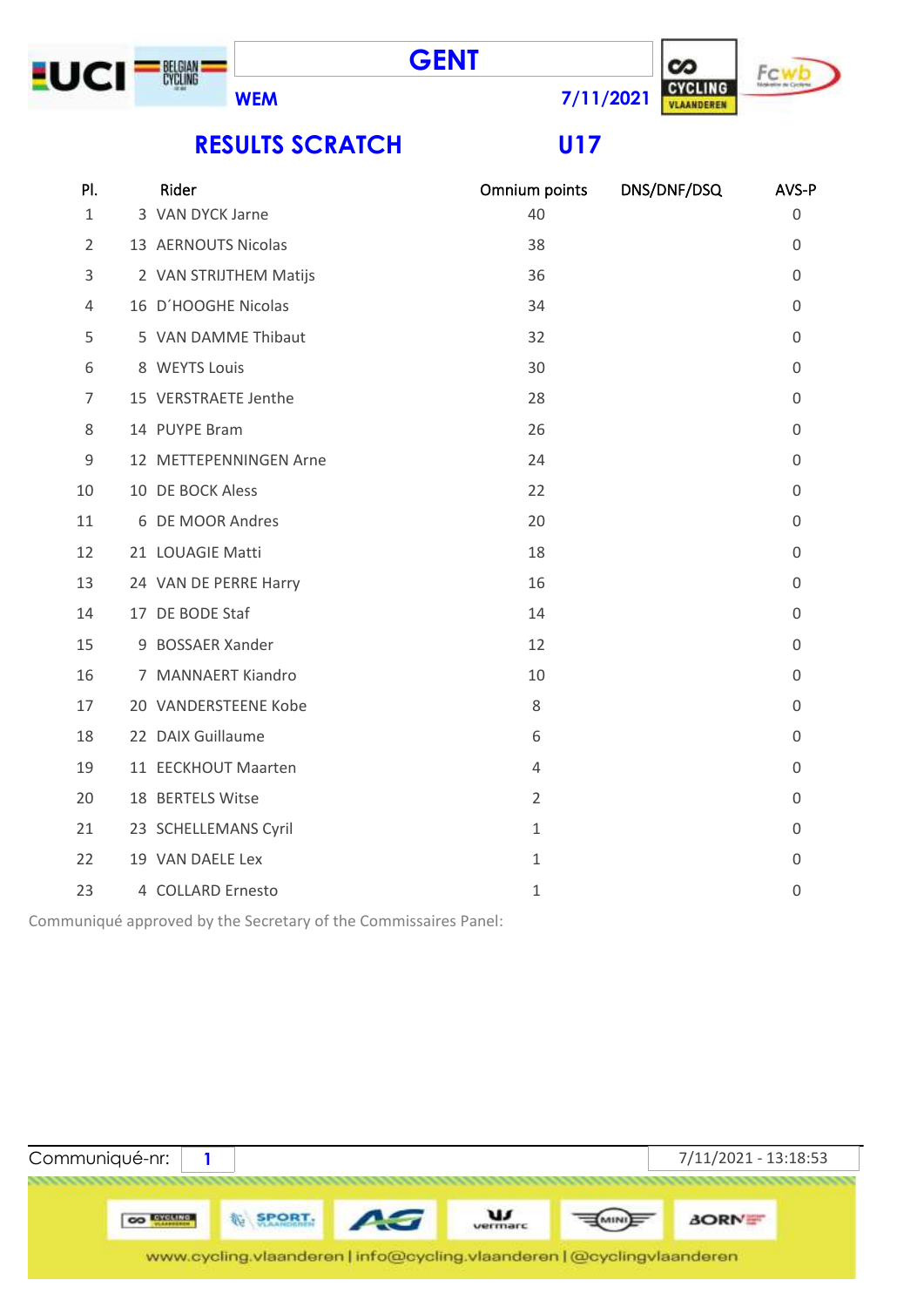# GENT

**WEM** **7/11/2021**

## RESULTS SCRATCH U17

| Pl. | Rider | Omnium points | DNS/DNF/DSQ | AVS-P |
|---|---|---|---|---|
| 1 | 3 VAN DYCK Jarne | 40 | | 0 |
| 2 | 13 AERNOUTS Nicolas | 38 | | 0 |
| 3 | 2 VAN STRIJTHEM Matijs | 36 | | 0 |
| 4 | 16 D´HOOGHE Nicolas | 34 | | 0 |
| 5 | 5 VAN DAMME Thibaut | 32 | | 0 |
| 6 | 8 WEYTS Louis | 30 | | 0 |
| 7 | 15 VERSTRAETE Jenthe | 28 | | 0 |
| 8 | 14 PUYPE Bram | 26 | | 0 |
| 9 | 12 METTEPENNINGEN Arne | 24 | | 0 |
| 10 | 10 DE BOCK Aless | 22 | | 0 |
| 11 | 6 DE MOOR Andres | 20 | | 0 |
| 12 | 21 LOUAGIE Matti | 18 | | 0 |
| 13 | 24 VAN DE PERRE Harry | 16 | | 0 |
| 14 | 17 DE BODE Staf | 14 | | 0 |
| 15 | 9 BOSSAER Xander | 12 | | 0 |
| 16 | 7 MANNAERT Kiandro | 10 | | 0 |
| 17 | 20 VANDERSTEENE Kobe | 8 | | 0 |
| 18 | 22 DAIX Guillaume | 6 | | 0 |
| 19 | 11 EECKHOUT Maarten | 4 | | 0 |
| 20 | 18 BERTELS Witse | 2 | | 0 |
| 21 | 23 SCHELLEMANS Cyril | 1 | | 0 |
| 22 | 19 VAN DAELE Lex | 1 | | 0 |
| 23 | 4 COLLARD Ernesto | 1 | | 0 |

Communiqué approved by the Secretary of the Commissaires Panel:

Communiqué-nr: 1 | 7/11/2021 - 13:18:53

www.cycling.vlaanderen | info@cycling.vlaanderen | @cyclingvlaanderen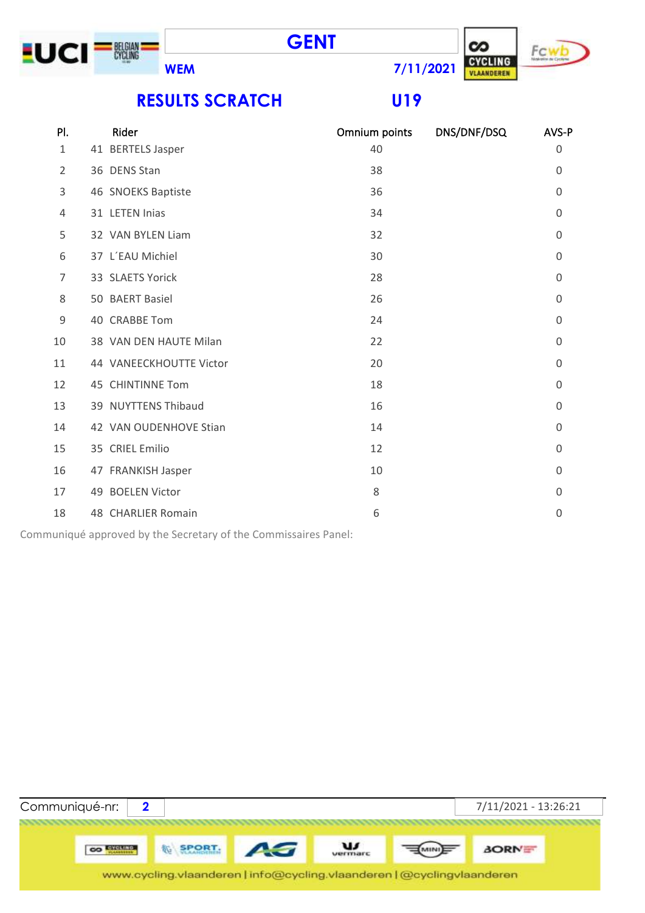# GENT

**WEM** **7/11/2021**

## RESULTS SCRATCH U19

| Pl. | Rider | Omnium points | DNS/DNF/DSQ | AVS-P |
|---|---|---|---|---|
| 1 | 41 BERTELS Jasper | 40 | | 0 |
| 2 | 36 DENS Stan | 38 | | 0 |
| 3 | 46 SNOEKS Baptiste | 36 | | 0 |
| 4 | 31 LETEN Inias | 34 | | 0 |
| 5 | 32 VAN BYLEN Liam | 32 | | 0 |
| 6 | 37 L´EAU Michiel | 30 | | 0 |
| 7 | 33 SLAETS Yorick | 28 | | 0 |
| 8 | 50 BAERT Basiel | 26 | | 0 |
| 9 | 40 CRABBE Tom | 24 | | 0 |
| 10 | 38 VAN DEN HAUTE Milan | 22 | | 0 |
| 11 | 44 VANEECKHOUTTE Victor | 20 | | 0 |
| 12 | 45 CHINTINNE Tom | 18 | | 0 |
| 13 | 39 NUYTTENS Thibaud | 16 | | 0 |
| 14 | 42 VAN OUDENHOVE Stian | 14 | | 0 |
| 15 | 35 CRIEL Emilio | 12 | | 0 |
| 16 | 47 FRANKISH Jasper | 10 | | 0 |
| 17 | 49 BOELEN Victor | 8 | | 0 |
| 18 | 48 CHARLIER Romain | 6 | | 0 |

Communiqué approved by the Secretary of the Commissaires Panel:

Communiqué-nr: **2** 7/11/2021 - 13:26:21

www.cycling.vlaanderen | info@cycling.vlaanderen | @cyclingvlaanderen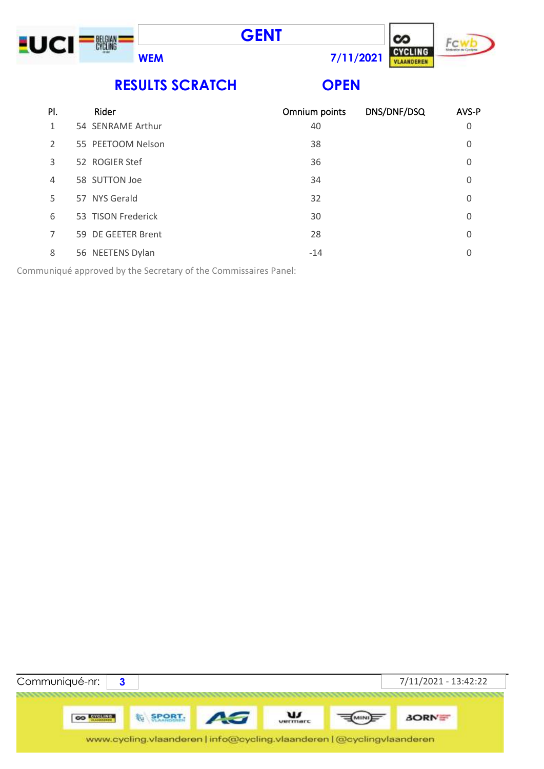# GENT

**WEM** **7/11/2021**

## RESULTS SCRATCH OPEN

| Pl. | Rider | Omnium points | DNS/DNF/DSQ | AVS-P |
|---|---|---|---|---|
| 1 | 54 SENRAME Arthur | 40 | | 0 |
| 2 | 55 PEETOOM Nelson | 38 | | 0 |
| 3 | 52 ROGIER Stef | 36 | | 0 |
| 4 | 58 SUTTON Joe | 34 | | 0 |
| 5 | 57 NYS Gerald | 32 | | 0 |
| 6 | 53 TISON Frederick | 30 | | 0 |
| 7 | 59 DE GEETER Brent | 28 | | 0 |
| 8 | 56 NEETENS Dylan | -14 | | 0 |

Communiqué approved by the Secretary of the Commissaires Panel:

Communiqué-nr: **3** 7/11/2021 - 13:42:22

www.cycling.vlaanderen | info@cycling.vlaanderen | @cyclingvlaanderen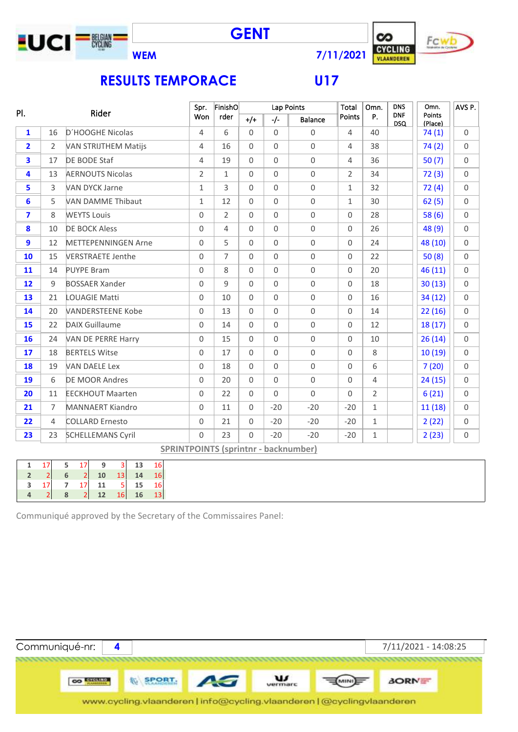# GENT

**WEM** **7/11/2021**

## RESULTS TEMPORACE U17

| Pl. | | Rider | Spr. Won | FinishOrder | Lap Points +/+ | Lap Points -/- | Lap Points Balance | Total Points | Omn. P. | DNS DNF DSQ | Omn. Points (Place) | AVS P. |
|---|---|---|---|---|---|---|---|---|---|---|---|---|
| 1 | 16 | D´HOOGHE Nicolas | 4 | 6 | 0 | 0 | 0 | 4 | 40 | | 74 (1) | 0 |
| 2 | 2 | VAN STRIJTHEM Matijs | 4 | 16 | 0 | 0 | 0 | 4 | 38 | | 74 (2) | 0 |
| 3 | 17 | DE BODE Staf | 4 | 19 | 0 | 0 | 0 | 4 | 36 | | 50 (7) | 0 |
| 4 | 13 | AERNOUTS Nicolas | 2 | 1 | 0 | 0 | 0 | 2 | 34 | | 72 (3) | 0 |
| 5 | 3 | VAN DYCK Jarne | 1 | 3 | 0 | 0 | 0 | 1 | 32 | | 72 (4) | 0 |
| 6 | 5 | VAN DAMME Thibaut | 1 | 12 | 0 | 0 | 0 | 1 | 30 | | 62 (5) | 0 |
| 7 | 8 | WEYTS Louis | 0 | 2 | 0 | 0 | 0 | 0 | 28 | | 58 (6) | 0 |
| 8 | 10 | DE BOCK Aless | 0 | 4 | 0 | 0 | 0 | 0 | 26 | | 48 (9) | 0 |
| 9 | 12 | METTEPENNINGEN Arne | 0 | 5 | 0 | 0 | 0 | 0 | 24 | | 48 (10) | 0 |
| 10 | 15 | VERSTRAETE Jenthe | 0 | 7 | 0 | 0 | 0 | 0 | 22 | | 50 (8) | 0 |
| 11 | 14 | PUYPE Bram | 0 | 8 | 0 | 0 | 0 | 0 | 20 | | 46 (11) | 0 |
| 12 | 9 | BOSSAER Xander | 0 | 9 | 0 | 0 | 0 | 0 | 18 | | 30 (13) | 0 |
| 13 | 21 | LOUAGIE Matti | 0 | 10 | 0 | 0 | 0 | 0 | 16 | | 34 (12) | 0 |
| 14 | 20 | VANDERSTEENE Kobe | 0 | 13 | 0 | 0 | 0 | 0 | 14 | | 22 (16) | 0 |
| 15 | 22 | DAIX Guillaume | 0 | 14 | 0 | 0 | 0 | 0 | 12 | | 18 (17) | 0 |
| 16 | 24 | VAN DE PERRE Harry | 0 | 15 | 0 | 0 | 0 | 0 | 10 | | 26 (14) | 0 |
| 17 | 18 | BERTELS Witse | 0 | 17 | 0 | 0 | 0 | 0 | 8 | | 10 (19) | 0 |
| 18 | 19 | VAN DAELE Lex | 0 | 18 | 0 | 0 | 0 | 0 | 6 | | 7 (20) | 0 |
| 19 | 6 | DE MOOR Andres | 0 | 20 | 0 | 0 | 0 | 0 | 4 | | 24 (15) | 0 |
| 20 | 11 | EECKHOUT Maarten | 0 | 22 | 0 | 0 | 0 | 0 | 2 | | 6 (21) | 0 |
| 21 | 7 | MANNAERT Kiandro | 0 | 11 | 0 | -20 | -20 | -20 | 1 | | 11 (18) | 0 |
| 22 | 4 | COLLARD Ernesto | 0 | 21 | 0 | -20 | -20 | -20 | 1 | | 2 (22) | 0 |
| 23 | 23 | SCHELLEMANS Cyril | 0 | 23 | 0 | -20 | -20 | -20 | 1 | | 2 (23) | 0 |

**SPRINTPOINTS (sprintnr - backnumber)**

| Sprint | Nr | Sprint | Nr | Sprint | Nr | Sprint | Nr |
|---|---|---|---|---|---|---|---|
| 1 | 17 | 5 | 17 | 9 | 3 | 13 | 16 |
| 2 | 2 | 6 | 2 | 10 | 13 | 14 | 16 |
| 3 | 17 | 7 | 17 | 11 | 5 | 15 | 16 |
| 4 | 2 | 8 | 2 | 12 | 16 | 16 | 13 |

Communiqué approved by the Secretary of the Commissaires Panel:

Communiqué-nr: **4** 7/11/2021 - 14:08:25

www.cycling.vlaanderen | info@cycling.vlaanderen | @cyclingvlaanderen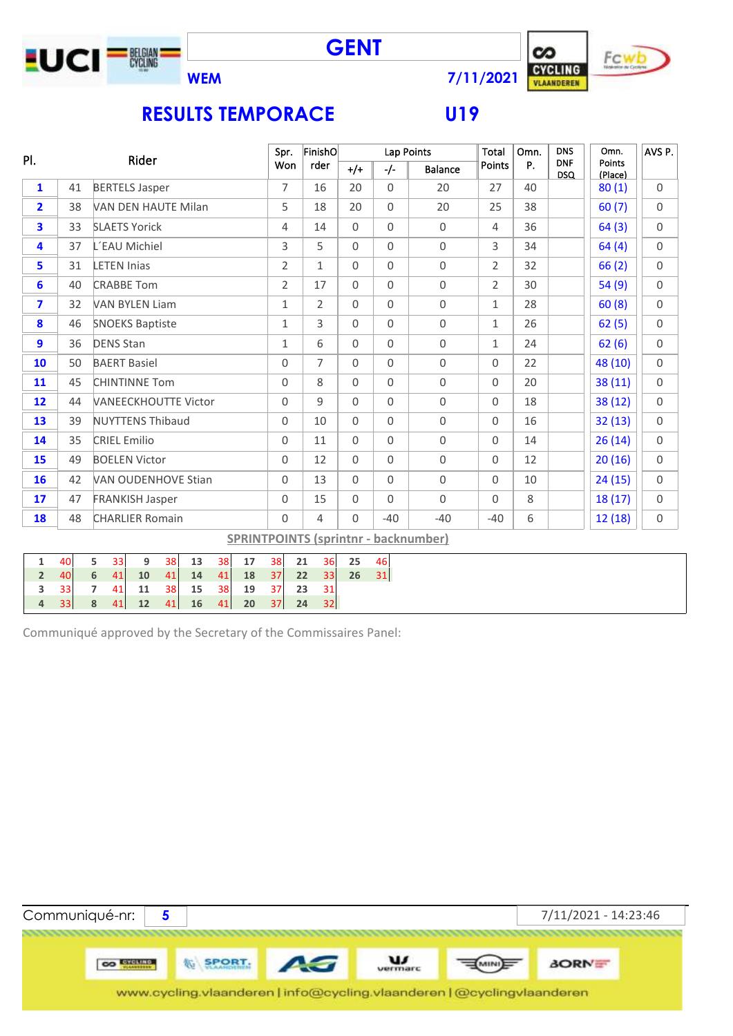# GENT

WEM 7/11/2021

## RESULTS TEMPORACE U19

| Pl. | | Rider | Spr. Won | FinishOrder | Lap Points +/+ | Lap Points -/- | Lap Points Balance | Total Points | Omn. P. | DNS DNF DSQ | Omn. Points (Place) | AVS P. |
|---|---|---|---|---|---|---|---|---|---|---|---|---|
| 1 | 41 | BERTELS Jasper | 7 | 16 | 20 | 0 | 20 | 27 | 40 | | 80 (1) | 0 |
| 2 | 38 | VAN DEN HAUTE Milan | 5 | 18 | 20 | 0 | 20 | 25 | 38 | | 60 (7) | 0 |
| 3 | 33 | SLAETS Yorick | 4 | 14 | 0 | 0 | 0 | 4 | 36 | | 64 (3) | 0 |
| 4 | 37 | L´EAU Michiel | 3 | 5 | 0 | 0 | 0 | 3 | 34 | | 64 (4) | 0 |
| 5 | 31 | LETEN Inias | 2 | 1 | 0 | 0 | 0 | 2 | 32 | | 66 (2) | 0 |
| 6 | 40 | CRABBE Tom | 2 | 17 | 0 | 0 | 0 | 2 | 30 | | 54 (9) | 0 |
| 7 | 32 | VAN BYLEN Liam | 1 | 2 | 0 | 0 | 0 | 1 | 28 | | 60 (8) | 0 |
| 8 | 46 | SNOEKS Baptiste | 1 | 3 | 0 | 0 | 0 | 1 | 26 | | 62 (5) | 0 |
| 9 | 36 | DENS Stan | 1 | 6 | 0 | 0 | 0 | 1 | 24 | | 62 (6) | 0 |
| 10 | 50 | BAERT Basiel | 0 | 7 | 0 | 0 | 0 | 0 | 22 | | 48 (10) | 0 |
| 11 | 45 | CHINTINNE Tom | 0 | 8 | 0 | 0 | 0 | 0 | 20 | | 38 (11) | 0 |
| 12 | 44 | VANEECKHOUTTE Victor | 0 | 9 | 0 | 0 | 0 | 0 | 18 | | 38 (12) | 0 |
| 13 | 39 | NUYTTENS Thibaud | 0 | 10 | 0 | 0 | 0 | 0 | 16 | | 32 (13) | 0 |
| 14 | 35 | CRIEL Emilio | 0 | 11 | 0 | 0 | 0 | 0 | 14 | | 26 (14) | 0 |
| 15 | 49 | BOELEN Victor | 0 | 12 | 0 | 0 | 0 | 0 | 12 | | 20 (16) | 0 |
| 16 | 42 | VAN OUDENHOVE Stian | 0 | 13 | 0 | 0 | 0 | 0 | 10 | | 24 (15) | 0 |
| 17 | 47 | FRANKISH Jasper | 0 | 15 | 0 | 0 | 0 | 0 | 8 | | 18 (17) | 0 |
| 18 | 48 | CHARLIER Romain | 0 | 4 | 0 | -40 | -40 | -40 | 6 | | 12 (18) | 0 |

**SPRINTPOINTS (sprintnr - backnumber)**

| | | | | | | | | | | | | | |
|---|---|---|---|---|---|---|---|---|---|---|---|---|---|
| 1 | 40 | 5 | 33 | 9 | 38 | 13 | 38 | 17 | 38 | 21 | 36 | 25 | 46 |
| 2 | 40 | 6 | 41 | 10 | 41 | 14 | 41 | 18 | 37 | 22 | 33 | 26 | 31 |
| 3 | 33 | 7 | 41 | 11 | 38 | 15 | 38 | 19 | 37 | 23 | 31 | | |
| 4 | 33 | 8 | 41 | 12 | 41 | 16 | 41 | 20 | 37 | 24 | 32 | | |

Communiqué approved by the Secretary of the Commissaires Panel:

Communiqué-nr: 5 | 7/11/2021 - 14:23:46

www.cycling.vlaanderen | info@cycling.vlaanderen | @cyclingvlaanderen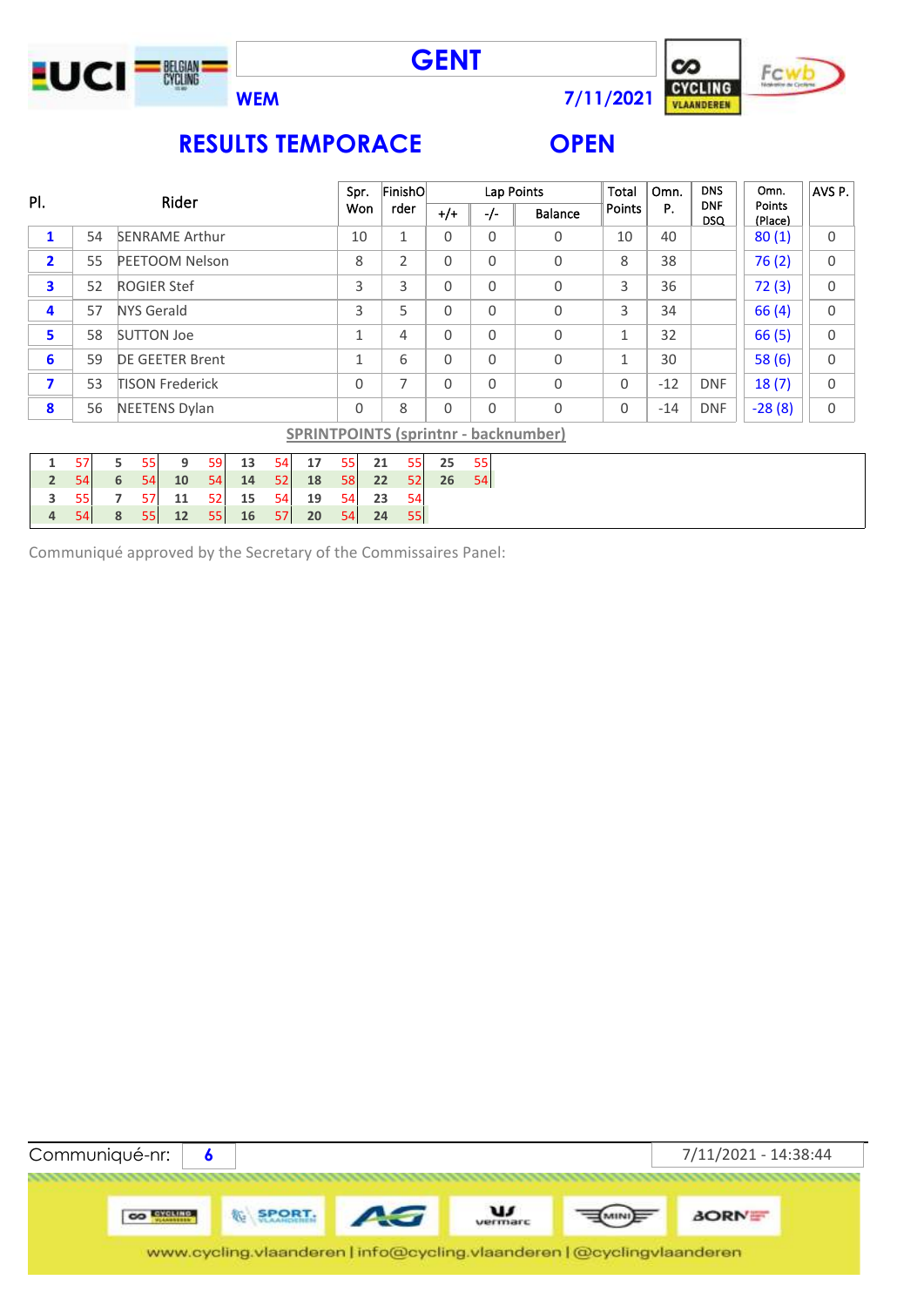# GENT

**WEM** **7/11/2021**

## RESULTS TEMPORACE OPEN

| Pl. | | Rider | Spr. Won | Finish Order | Lap Points +/+ | Lap Points -/- | Lap Points Balance | Total Points | Omn. P. | DNS DNF DSQ | Omn. Points (Place) | AVS P. |
|---|---|---|---|---|---|---|---|---|---|---|---|---|
| 1 | 54 | SENRAME Arthur | 10 | 1 | 0 | 0 | 0 | 10 | 40 | | 80 (1) | 0 |
| 2 | 55 | PEETOOM Nelson | 8 | 2 | 0 | 0 | 0 | 8 | 38 | | 76 (2) | 0 |
| 3 | 52 | ROGIER Stef | 3 | 3 | 0 | 0 | 0 | 3 | 36 | | 72 (3) | 0 |
| 4 | 57 | NYS Gerald | 3 | 5 | 0 | 0 | 0 | 3 | 34 | | 66 (4) | 0 |
| 5 | 58 | SUTTON Joe | 1 | 4 | 0 | 0 | 0 | 1 | 32 | | 66 (5) | 0 |
| 6 | 59 | DE GEETER Brent | 1 | 6 | 0 | 0 | 0 | 1 | 30 | | 58 (6) | 0 |
| 7 | 53 | TISON Frederick | 0 | 7 | 0 | 0 | 0 | 0 | -12 | DNF | 18 (7) | 0 |
| 8 | 56 | NEETENS Dylan | 0 | 8 | 0 | 0 | 0 | 0 | -14 | DNF | -28 (8) | 0 |

**SPRINTPOINTS (sprintnr - backnumber)**

| | | | | | | | | | | | | | |
|---|---|---|---|---|---|---|---|---|---|---|---|---|---|
| 1 | 57 | 5 | 55 | 9 | 59 | 13 | 54 | 17 | 55 | 21 | 55 | 25 | 55 |
| 2 | 54 | 6 | 54 | 10 | 54 | 14 | 52 | 18 | 58 | 22 | 52 | 26 | 54 |
| 3 | 55 | 7 | 57 | 11 | 52 | 15 | 54 | 19 | 54 | 23 | 54 | | |
| 4 | 54 | 8 | 55 | 12 | 55 | 16 | 57 | 20 | 54 | 24 | 55 | | |

Communiqué approved by the Secretary of the Commissaires Panel:

Communiqué-nr: 6 7/11/2021 - 14:38:44

www.cycling.vlaanderen | info@cycling.vlaanderen | @cyclingvlaanderen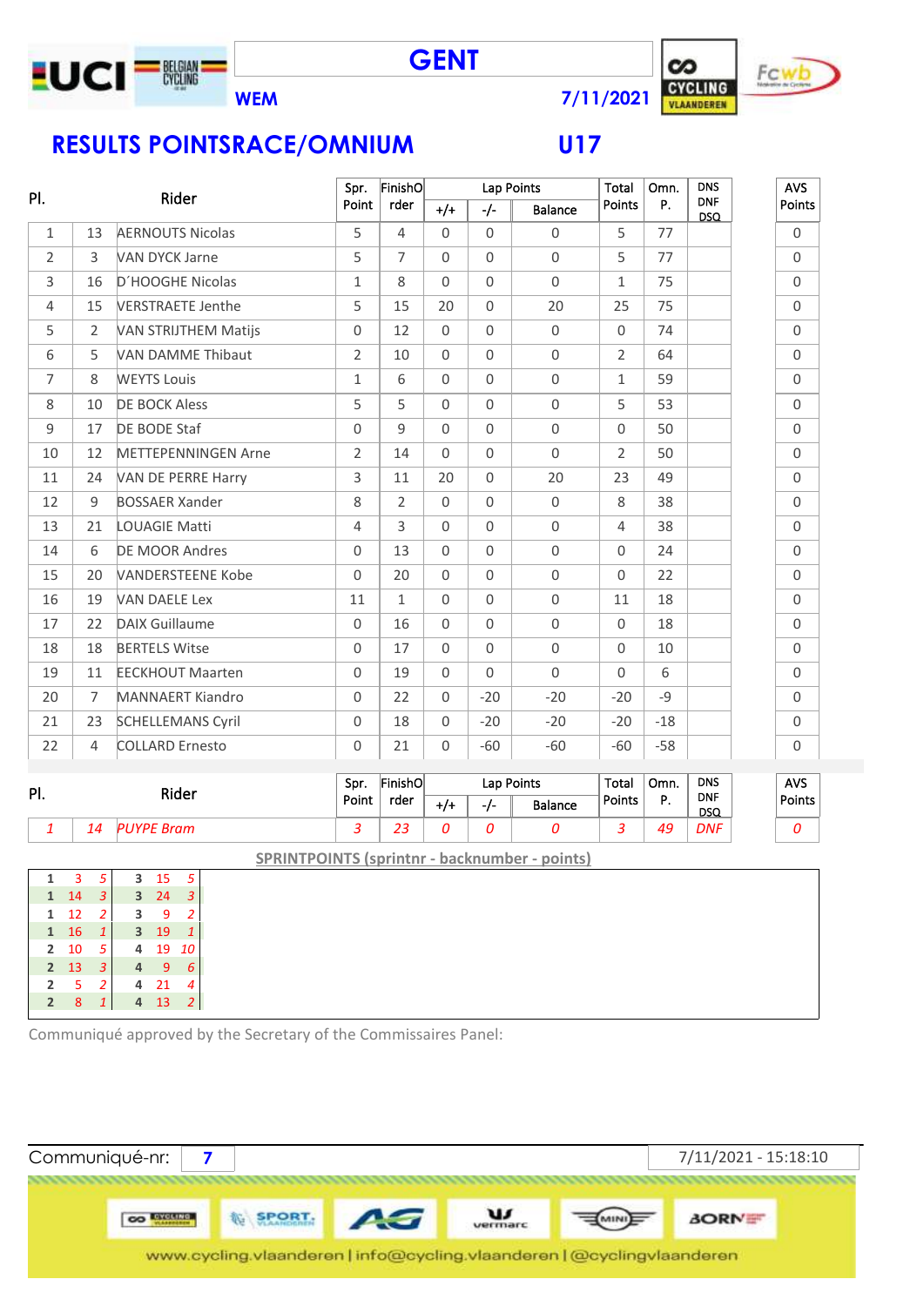# GENT

**WEM** 7/11/2021

## RESULTS POINTSRACE/OMNIUM U17

| Pl. | | Rider | Spr. Point | FinishOrder | Lap Points +/+ | Lap Points -/- | Lap Points Balance | Total Points | Omn. P. | DNS DNF DSQ | AVS Points |
|---|---|---|---|---|---|---|---|---|---|---|---|
| 1 | 13 | AERNOUTS Nicolas | 5 | 4 | 0 | 0 | 0 | 5 | 77 | | 0 |
| 2 | 3 | VAN DYCK Jarne | 5 | 7 | 0 | 0 | 0 | 5 | 77 | | 0 |
| 3 | 16 | D´HOOGHE Nicolas | 1 | 8 | 0 | 0 | 0 | 1 | 75 | | 0 |
| 4 | 15 | VERSTRAETE Jenthe | 5 | 15 | 20 | 0 | 20 | 25 | 75 | | 0 |
| 5 | 2 | VAN STRIJTHEM Matijs | 0 | 12 | 0 | 0 | 0 | 0 | 74 | | 0 |
| 6 | 5 | VAN DAMME Thibaut | 2 | 10 | 0 | 0 | 0 | 2 | 64 | | 0 |
| 7 | 8 | WEYTS Louis | 1 | 6 | 0 | 0 | 0 | 1 | 59 | | 0 |
| 8 | 10 | DE BOCK Aless | 5 | 5 | 0 | 0 | 0 | 5 | 53 | | 0 |
| 9 | 17 | DE BODE Staf | 0 | 9 | 0 | 0 | 0 | 0 | 50 | | 0 |
| 10 | 12 | METTEPENNINGEN Arne | 2 | 14 | 0 | 0 | 0 | 2 | 50 | | 0 |
| 11 | 24 | VAN DE PERRE Harry | 3 | 11 | 20 | 0 | 20 | 23 | 49 | | 0 |
| 12 | 9 | BOSSAER Xander | 8 | 2 | 0 | 0 | 0 | 8 | 38 | | 0 |
| 13 | 21 | LOUAGIE Matti | 4 | 3 | 0 | 0 | 0 | 4 | 38 | | 0 |
| 14 | 6 | DE MOOR Andres | 0 | 13 | 0 | 0 | 0 | 0 | 24 | | 0 |
| 15 | 20 | VANDERSTEENE Kobe | 0 | 20 | 0 | 0 | 0 | 0 | 22 | | 0 |
| 16 | 19 | VAN DAELE Lex | 11 | 1 | 0 | 0 | 0 | 11 | 18 | | 0 |
| 17 | 22 | DAIX Guillaume | 0 | 16 | 0 | 0 | 0 | 0 | 18 | | 0 |
| 18 | 18 | BERTELS Witse | 0 | 17 | 0 | 0 | 0 | 0 | 10 | | 0 |
| 19 | 11 | EECKHOUT Maarten | 0 | 19 | 0 | 0 | 0 | 0 | 6 | | 0 |
| 20 | 7 | MANNAERT Kiandro | 0 | 22 | 0 | -20 | -20 | -20 | -9 | | 0 |
| 21 | 23 | SCHELLEMANS Cyril | 0 | 18 | 0 | -20 | -20 | -20 | -18 | | 0 |
| 22 | 4 | COLLARD Ernesto | 0 | 21 | 0 | -60 | -60 | -60 | -58 | | 0 |

| Pl. | | Rider | Spr. Point | FinishOrder | Lap Points +/+ | Lap Points -/- | Lap Points Balance | Total Points | Omn. P. | DNS DNF DSQ | AVS Points |
|---|---|---|---|---|---|---|---|---|---|---|---|
| *1* | *14* | *PUYPE Bram* | *3* | *23* | *0* | *0* | *0* | *3* | *49* | *DNF* | *0* |

**SPRINTPOINTS (sprintnr - backnumber - points)**

| Sprint | Nr | Pts | Sprint | Nr | Pts |
|---|---|---|---|---|---|
| 1 | 3 | 5 | 3 | 15 | 5 |
| 1 | 14 | 3 | 3 | 24 | 3 |
| 1 | 12 | 2 | 3 | 9 | 2 |
| 1 | 16 | 1 | 3 | 19 | 1 |
| 2 | 10 | 5 | 4 | 19 | 10 |
| 2 | 13 | 3 | 4 | 9 | 6 |
| 2 | 5 | 2 | 4 | 21 | 4 |
| 2 | 8 | 1 | 4 | 13 | 2 |

Communiqué approved by the Secretary of the Commissaires Panel:

Communiqué-nr: 7 — 7/11/2021 - 15:18:10

www.cycling.vlaanderen | info@cycling.vlaanderen | @cyclingvlaanderen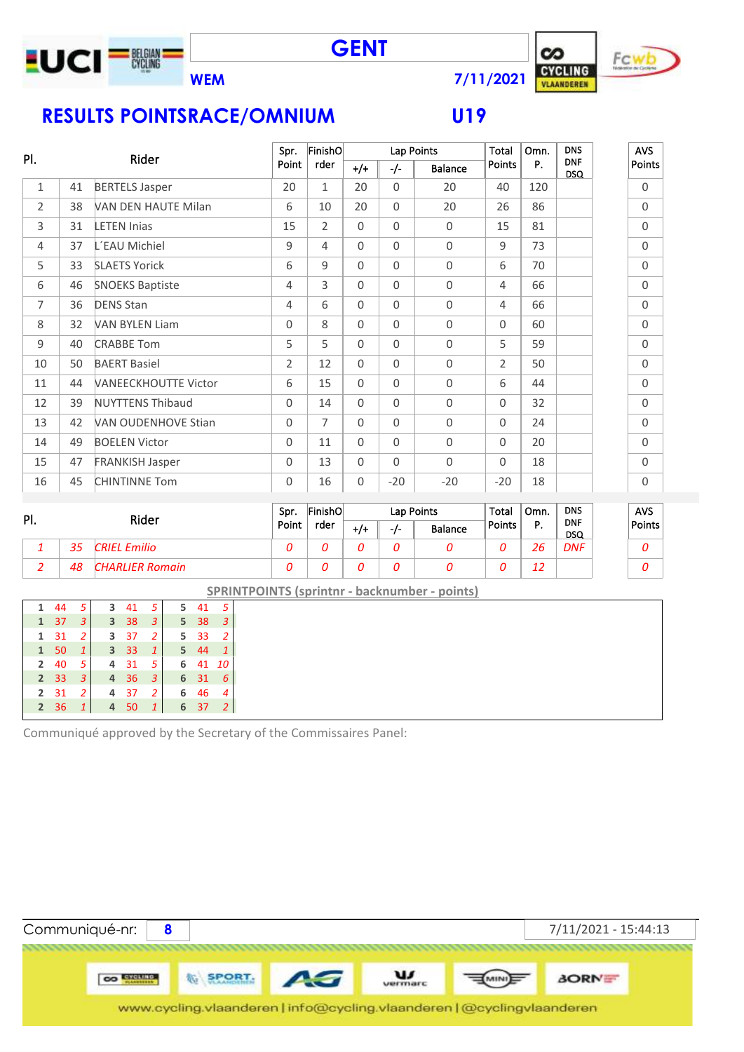# GENT

WEM 7/11/2021

## RESULTS POINTSRACE/OMNIUM U19

| Pl. | | Rider | Spr. Point | FinishOrder | Lap Points +/+ | Lap Points -/- | Lap Points Balance | Total Points | Omn. P. | DNS DNF DSQ | AVS Points |
|---|---|---|---|---|---|---|---|---|---|---|---|
| 1 | 41 | BERTELS Jasper | 20 | 1 | 20 | 0 | 20 | 40 | 120 | | 0 |
| 2 | 38 | VAN DEN HAUTE Milan | 6 | 10 | 20 | 0 | 20 | 26 | 86 | | 0 |
| 3 | 31 | LETEN Inias | 15 | 2 | 0 | 0 | 0 | 15 | 81 | | 0 |
| 4 | 37 | L´EAU Michiel | 9 | 4 | 0 | 0 | 0 | 9 | 73 | | 0 |
| 5 | 33 | SLAETS Yorick | 6 | 9 | 0 | 0 | 0 | 6 | 70 | | 0 |
| 6 | 46 | SNOEKS Baptiste | 4 | 3 | 0 | 0 | 0 | 4 | 66 | | 0 |
| 7 | 36 | DENS Stan | 4 | 6 | 0 | 0 | 0 | 4 | 66 | | 0 |
| 8 | 32 | VAN BYLEN Liam | 0 | 8 | 0 | 0 | 0 | 0 | 60 | | 0 |
| 9 | 40 | CRABBE Tom | 5 | 5 | 0 | 0 | 0 | 5 | 59 | | 0 |
| 10 | 50 | BAERT Basiel | 2 | 12 | 0 | 0 | 0 | 2 | 50 | | 0 |
| 11 | 44 | VANEECKHOUTTE Victor | 6 | 15 | 0 | 0 | 0 | 6 | 44 | | 0 |
| 12 | 39 | NUYTTENS Thibaud | 0 | 14 | 0 | 0 | 0 | 0 | 32 | | 0 |
| 13 | 42 | VAN OUDENHOVE Stian | 0 | 7 | 0 | 0 | 0 | 0 | 24 | | 0 |
| 14 | 49 | BOELEN Victor | 0 | 11 | 0 | 0 | 0 | 0 | 20 | | 0 |
| 15 | 47 | FRANKISH Jasper | 0 | 13 | 0 | 0 | 0 | 0 | 18 | | 0 |
| 16 | 45 | CHINTINNE Tom | 0 | 16 | 0 | -20 | -20 | -20 | 18 | | 0 |

| Pl. | | Rider | Spr. Point | FinishOrder | Lap Points +/+ | Lap Points -/- | Lap Points Balance | Total Points | Omn. P. | DNS DNF DSQ | AVS Points |
|---|---|---|---|---|---|---|---|---|---|---|---|
| *1* | *35* | *CRIEL Emilio* | *0* | *0* | *0* | *0* | *0* | *0* | *26* | *DNF* | *0* |
| *2* | *48* | *CHARLIER Romain* | *0* | *0* | *0* | *0* | *0* | *0* | *12* | | *0* |

### SPRINTPOINTS (sprintnr - backnumber - points)

| Sprint | Nr | Pts | Sprint | Nr | Pts | Sprint | Nr | Pts |
|---|---|---|---|---|---|---|---|---|
| 1 | 44 | 5 | 3 | 41 | 5 | 5 | 41 | 5 |
| 1 | 37 | 3 | 3 | 38 | 3 | 5 | 38 | 3 |
| 1 | 31 | 2 | 3 | 37 | 2 | 5 | 33 | 2 |
| 1 | 50 | 1 | 3 | 33 | 1 | 5 | 44 | 1 |
| 2 | 40 | 5 | 4 | 31 | 5 | 6 | 41 | 10 |
| 2 | 33 | 3 | 4 | 36 | 3 | 6 | 31 | 6 |
| 2 | 31 | 2 | 4 | 37 | 2 | 6 | 46 | 4 |
| 2 | 36 | 1 | 4 | 50 | 1 | 6 | 37 | 2 |

Communiqué approved by the Secretary of the Commissaires Panel:

Communiqué-nr: 8 | 7/11/2021 - 15:44:13

www.cycling.vlaanderen | info@cycling.vlaanderen | @cyclingvlaanderen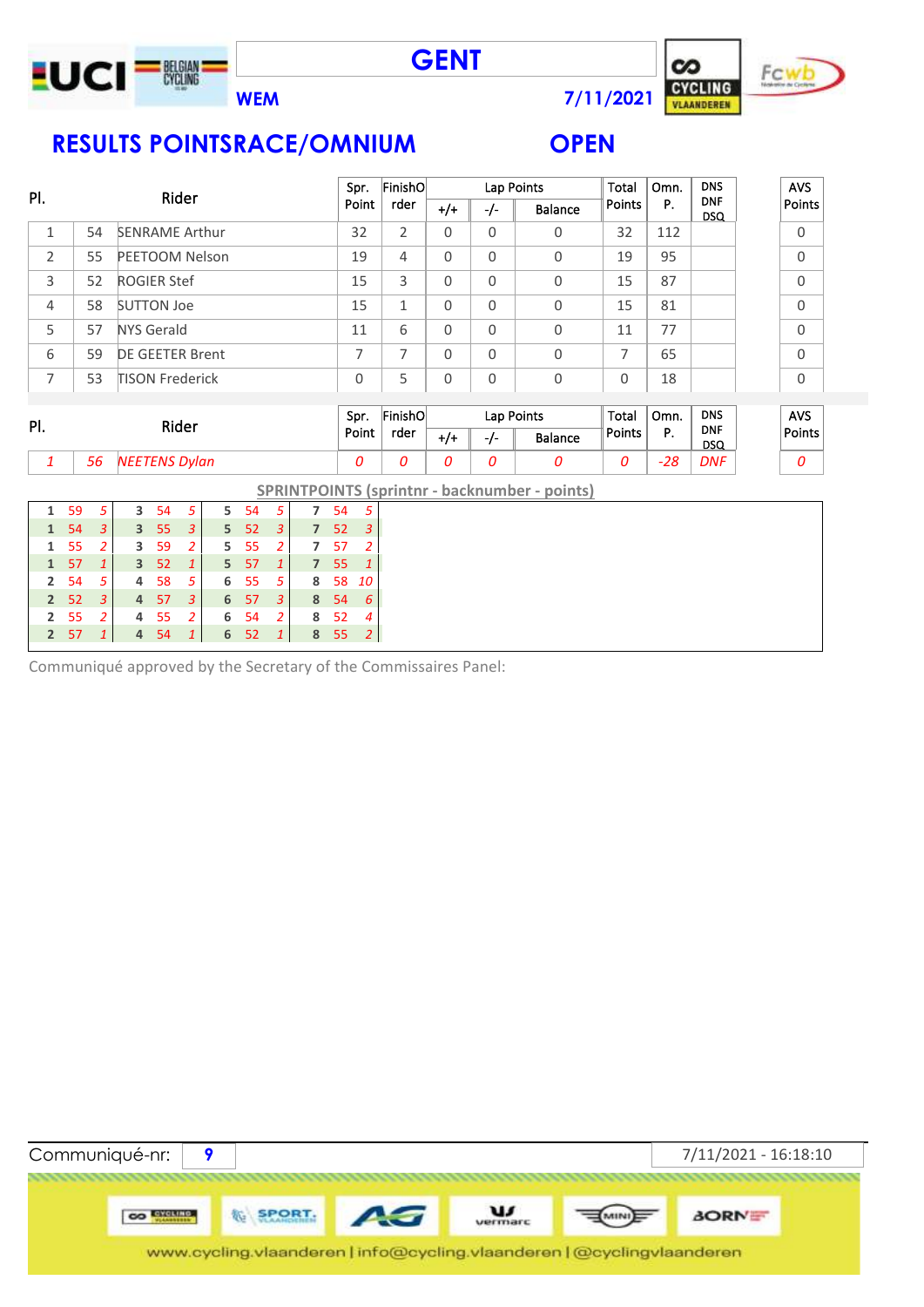# GENT

**WEM** 7/11/2021

## RESULTS POINTSRACE/OMNIUM OPEN

| Pl. | | Rider | Spr. Point | FinishOrder | Lap Points | | | Total Points | Omn. P. | DNS DNF DSQ | AVS Points |
|---|---|---|---|---|---|---|---|---|---|---|---|
| | | | | | +/+ | -/- | Balance | | | | |
| 1 | 54 | SENRAME Arthur | 32 | 2 | 0 | 0 | 0 | 32 | 112 | | 0 |
| 2 | 55 | PEETOOM Nelson | 19 | 4 | 0 | 0 | 0 | 19 | 95 | | 0 |
| 3 | 52 | ROGIER Stef | 15 | 3 | 0 | 0 | 0 | 15 | 87 | | 0 |
| 4 | 58 | SUTTON Joe | 15 | 1 | 0 | 0 | 0 | 15 | 81 | | 0 |
| 5 | 57 | NYS Gerald | 11 | 6 | 0 | 0 | 0 | 11 | 77 | | 0 |
| 6 | 59 | DE GEETER Brent | 7 | 7 | 0 | 0 | 0 | 7 | 65 | | 0 |
| 7 | 53 | TISON Frederick | 0 | 5 | 0 | 0 | 0 | 0 | 18 | | 0 |

| Pl. | | Rider | Spr. Point | FinishOrder | Lap Points | | | Total Points | Omn. P. | DNS DNF DSQ | AVS Points |
|---|---|---|---|---|---|---|---|---|---|---|---|
| | | | | | +/+ | -/- | Balance | | | | |
| *1* | *56* | *NEETENS Dylan* | *0* | *0* | *0* | *0* | *0* | *0* | *-28* | *DNF* | *0* |

### SPRINTPOINTS (sprintnr - backnumber - points)

| | | | | | | | | | | | |
|---|---|---|---|---|---|---|---|---|---|---|---|
| 1 | 59 | 5 | 3 | 54 | 5 | 5 | 54 | 5 | 7 | 54 | 5 |
| 1 | 54 | 3 | 3 | 55 | 3 | 5 | 52 | 3 | 7 | 52 | 3 |
| 1 | 55 | 2 | 3 | 59 | 2 | 5 | 55 | 2 | 7 | 57 | 2 |
| 1 | 57 | 1 | 3 | 52 | 1 | 5 | 57 | 1 | 7 | 55 | 1 |
| 2 | 54 | 5 | 4 | 58 | 5 | 6 | 55 | 5 | 8 | 58 | 10 |
| 2 | 52 | 3 | 4 | 57 | 3 | 6 | 57 | 3 | 8 | 54 | 6 |
| 2 | 55 | 2 | 4 | 55 | 2 | 6 | 54 | 2 | 8 | 52 | 4 |
| 2 | 57 | 1 | 4 | 54 | 1 | 6 | 52 | 1 | 8 | 55 | 2 |

Communiqué approved by the Secretary of the Commissaires Panel:

Communiqué-nr: 9 | 7/11/2021 - 16:18:10

www.cycling.vlaanderen | info@cycling.vlaanderen | @cyclingvlaanderen